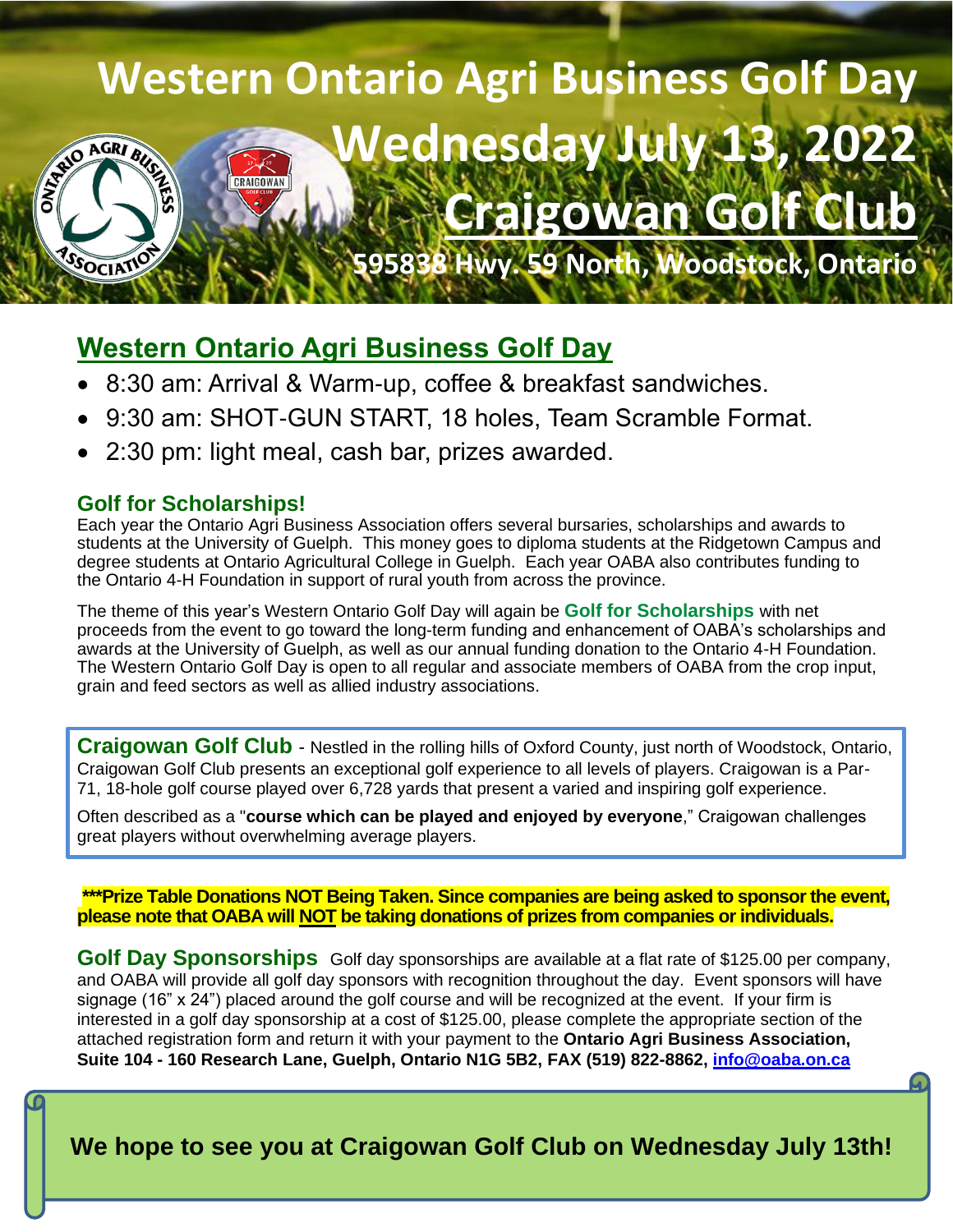# Western Ontario Agri Business Golf Day

# Wednesday July 13, 2022

# Craigowan Golf Club

**595838 Hwy. 59 North, Woodstock, Ontario**

## Western Ontario Agri Business Golf Day

- 8:30 am: Arrival & Warm-up, coffee & breakfast sandwiches.
- 9:30 am: SHOT-GUN START, 18 holes, Team Scramble Format.
- 2:30 pm: light meal, cash bar, prizes awarded.

### Golf for Scholarships!

Each year the Ontario Agri Business Association offers several bursaries, scholarships and awards to students at the University of Guelph. This money goes to diploma students at the Ridgetown Campus and degree students at Ontario Agricultural College in Guelph. Each year OABA also contributes funding to the Ontario 4-H Foundation in support of rural youth from across the province.

The theme of this year's Western Ontario Golf Day will again be **Golf for Scholarships** with net proceeds from the event to go toward the long-term funding and enhancement of OABA's scholarships and awards at the University of Guelph, as well as our annual funding donation to the Ontario 4-H Foundation. The Western Ontario Golf Day is open to all regular and associate members of OABA from the crop input, grain and feed sectors as well as allied industry associations.

**Craigowan Golf Club** - Nestled in the rolling hills of Oxford County, just north of Woodstock, Ontario, Craigowan Golf Club presents an exceptional golf experience to all levels of players. Craigowan is a Par-71, 18-hole golf course played over 6,728 yards that present a varied and inspiring golf experience.

Often described as a "**course which can be played and enjoyed by everyone**," Craigowan challenges great players without overwhelming average players.

**\*\*\*Prize Table Donations NOT Being Taken. Since companies are being asked to sponsor the event, please note that OABA will NOT be taking donations of prizes from companies or individuals.**

**Golf Day Sponsorships** Golf day sponsorships are available at a flat rate of $125.00 per company, and OABA will provide all golf day sponsors with recognition throughout the day. Event sponsors will have signage (16" x 24") placed around the golf course and will be recognized at the event. If your firm is interested in a golf day sponsorship at a cost of $125.00, please complete the appropriate section of the attached registration form and return it with your payment to the **Ontario Agri Business Association, Suite 104 - 160 Research Lane, Guelph, Ontario N1G 5B2, FAX (519) 822-8862, info@oaba.on.ca**

**We hope to see you at Craigowan Golf Club on Wednesday July 13th!**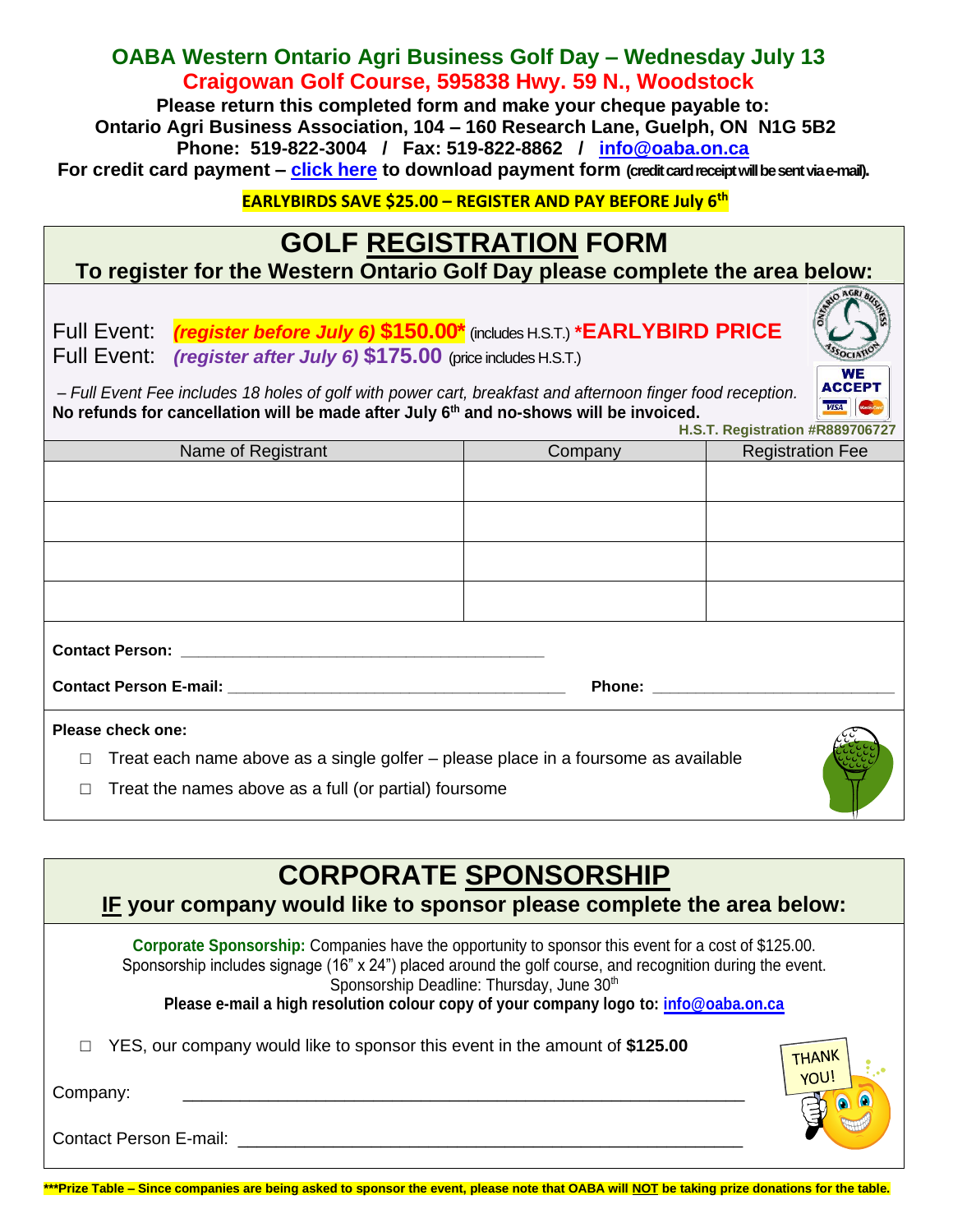# OABA Western Ontario Agri Business Golf Day – Wednesday July 13

## Craigowan Golf Course, 595838 Hwy. 59 N., Woodstock

**Please return this completed form and make your cheque payable to:**
**Ontario Agri Business Association, 104 – 160 Research Lane, Guelph, ON N1G 5B2**
**Phone: 519-822-3004 / Fax: 519-822-8862 / info@oaba.on.ca**
**For credit card payment – click here to download payment form** (credit card receipt will be sent via e-mail).

**EARLYBIRDS SAVE $25.00 – REGISTER AND PAY BEFORE July 6th**

# GOLF REGISTRATION FORM

**To register for the Western Ontario Golf Day please complete the area below:**

Full Event: ***(register before July 6)*** **$150.00*** (includes H.S.T.) ***EARLYBIRD PRICE**
Full Event: ***(register after July 6)*** **$175.00** (price includes H.S.T.)

WE ACCEPT

*– Full Event Fee includes 18 holes of golf with power cart, breakfast and afternoon finger food reception.*
**No refunds for cancellation will be made after July 6th and no-shows will be invoiced.**

**H.S.T. Registration #R889706727**

| Name of Registrant | Company | Registration Fee |
|---|---|---|
| | | |
| | | |
| | | |
| | | |

**Contact Person:** ______________________________________________

**Contact Person E-mail:** ______________________________________ **Phone:** ___________________________

**Please check one:**

- ☐ Treat each name above as a single golfer – please place in a foursome as available
- ☐ Treat the names above as a full (or partial) foursome

# CORPORATE SPONSORSHIP

**IF your company would like to sponsor please complete the area below:**

**Corporate Sponsorship:** Companies have the opportunity to sponsor this event for a cost of $125.00.
Sponsorship includes signage (16" x 24") placed around the golf course, and recognition during the event.
Sponsorship Deadline: Thursday, June 30th
**Please e-mail a high resolution colour copy of your company logo to: info@oaba.on.ca**

☐ YES, our company would like to sponsor this event in the amount of **$125.00**

Company: ____________________________________________________________

Contact Person E-mail: _______________________________________________________

***Prize Table – Since companies are being asked to sponsor the event, please note that OABA will NOT be taking prize donations for the table.**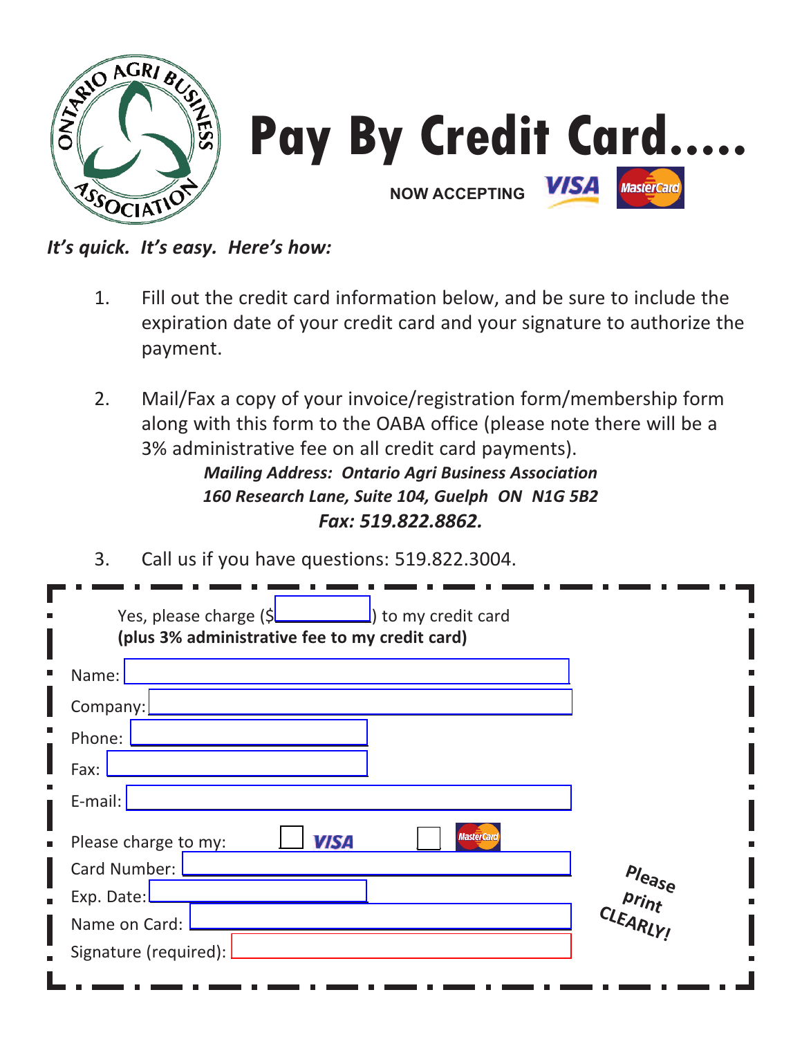ONTARIO AGRI BUSINESS ASSOCIATION

# Pay By Credit Card.....

NOW ACCEPTING VISA MasterCard

*It's quick. It's easy. Here's how:*

1. Fill out the credit card information below, and be sure to include the expiration date of your credit card and your signature to authorize the payment.

2. Mail/Fax a copy of your invoice/registration form/membership form along with this form to the OABA office (please note there will be a 3% administrative fee on all credit card payments).

   ***Mailing Address: Ontario Agri Business Association***
   ***160 Research Lane, Suite 104, Guelph ON N1G 5B2***
   ***Fax: 519.822.8862.***

3. Call us if you have questions: 519.822.3004.

---

Yes, please charge ($\_\_\_\_\_\_\_\_\_\_) to my credit card
**(plus 3% administrative fee to my credit card)**

Name: \_\_\_\_\_\_\_\_\_\_\_\_\_\_\_\_\_\_\_\_

Company: \_\_\_\_\_\_\_\_\_\_\_\_\_\_\_\_\_\_\_\_

Phone: \_\_\_\_\_\_\_\_\_\_\_\_\_\_\_\_\_\_\_\_

Fax: \_\_\_\_\_\_\_\_\_\_\_\_\_\_\_\_\_\_\_\_

E-mail: \_\_\_\_\_\_\_\_\_\_\_\_\_\_\_\_\_\_\_\_

Please charge to my: ☐ VISA ☐ MasterCard

Card Number: \_\_\_\_\_\_\_\_\_\_\_\_\_\_\_\_\_\_\_\_

Exp. Date: \_\_\_\_\_\_\_\_\_\_\_\_\_\_\_\_\_\_\_\_

Name on Card: \_\_\_\_\_\_\_\_\_\_\_\_\_\_\_\_\_\_\_\_

Signature (required): \_\_\_\_\_\_\_\_\_\_\_\_\_\_\_\_\_\_\_\_

**Please print CLEARLY!**